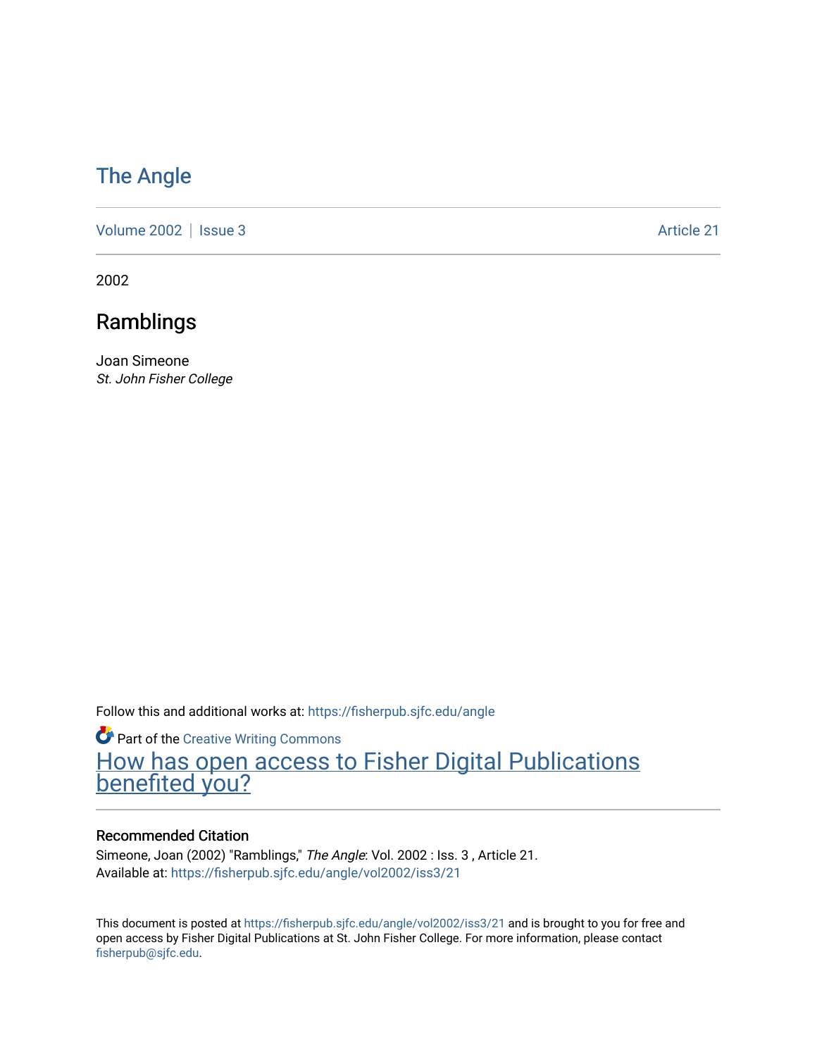# The Angle

Volume 2002 | Issue 3 Article 21

2002

## Ramblings

Joan Simeone
*St. John Fisher College*

Follow this and additional works at: https://fisherpub.sjfc.edu/angle

Part of the Creative Writing Commons

How has open access to Fisher Digital Publications benefited you?

### Recommended Citation

Simeone, Joan (2002) "Ramblings," *The Angle*: Vol. 2002 : Iss. 3 , Article 21.
Available at: https://fisherpub.sjfc.edu/angle/vol2002/iss3/21

This document is posted at https://fisherpub.sjfc.edu/angle/vol2002/iss3/21 and is brought to you for free and open access by Fisher Digital Publications at St. John Fisher College. For more information, please contact fisherpub@sjfc.edu.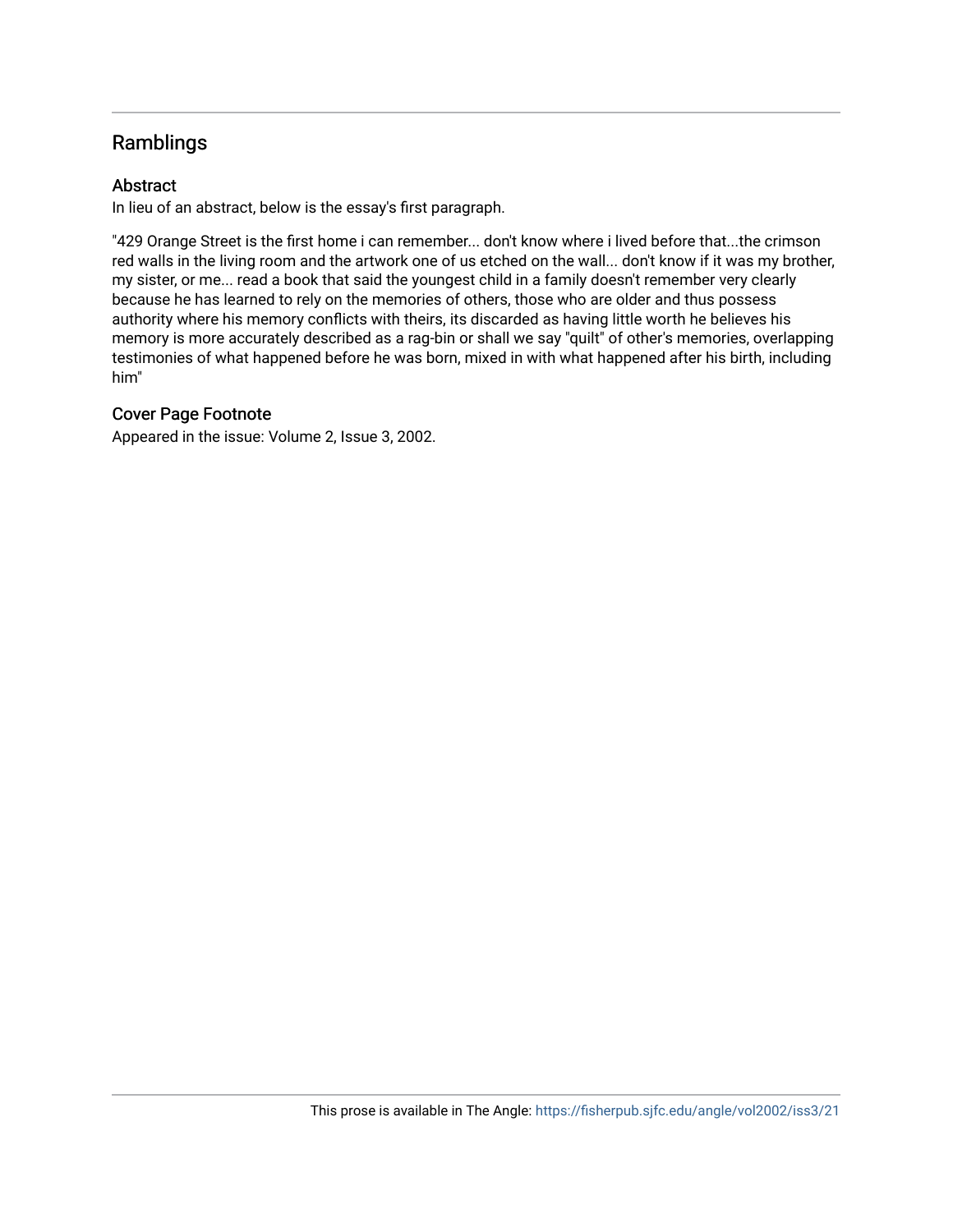## Ramblings

### Abstract

In lieu of an abstract, below is the essay's first paragraph.

"429 Orange Street is the first home i can remember... don't know where i lived before that...the crimson red walls in the living room and the artwork one of us etched on the wall... don't know if it was my brother, my sister, or me... read a book that said the youngest child in a family doesn't remember very clearly because he has learned to rely on the memories of others, those who are older and thus possess authority where his memory conflicts with theirs, its discarded as having little worth he believes his memory is more accurately described as a rag-bin or shall we say "quilt" of other's memories, overlapping testimonies of what happened before he was born, mixed in with what happened after his birth, including him"

### Cover Page Footnote

Appeared in the issue: Volume 2, Issue 3, 2002.

This prose is available in The Angle: https://fisherpub.sjfc.edu/angle/vol2002/iss3/21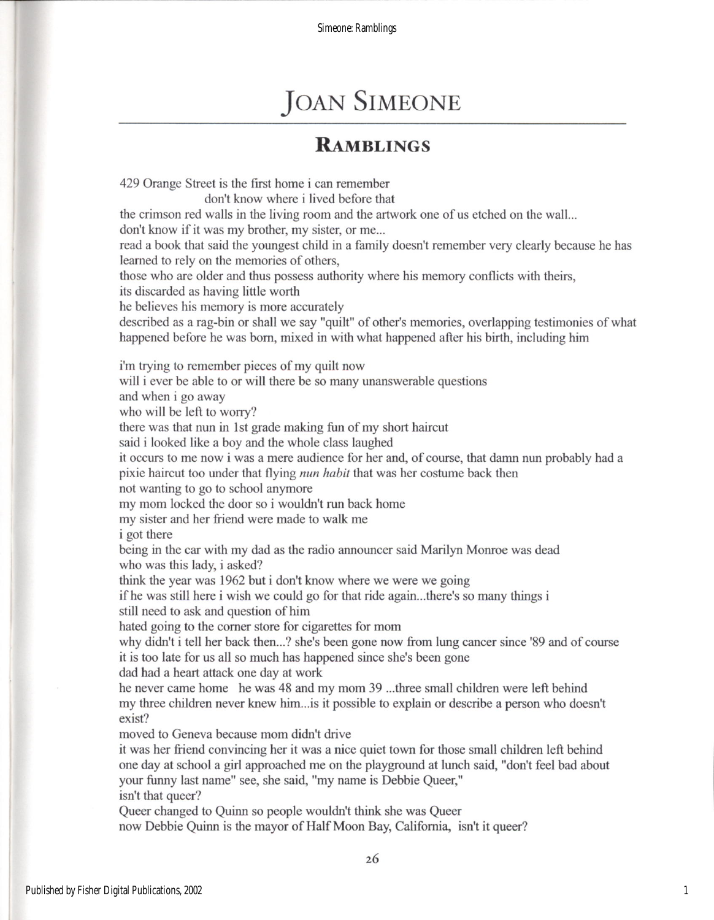# Joan Simeone

## Ramblings

429 Orange Street is the first home i can remember
don't know where i lived before that
the crimson red walls in the living room and the artwork one of us etched on the wall...
don't know if it was my brother, my sister, or me...
read a book that said the youngest child in a family doesn't remember very clearly because he has learned to rely on the memories of others,
those who are older and thus possess authority where his memory conflicts with theirs,
its discarded as having little worth
he believes his memory is more accurately
described as a rag-bin or shall we say "quilt" of other's memories, overlapping testimonies of what happened before he was born, mixed in with what happened after his birth, including him

i'm trying to remember pieces of my quilt now
will i ever be able to or will there be so many unanswerable questions
and when i go away
who will be left to worry?
there was that nun in 1st grade making fun of my short haircut
said i looked like a boy and the whole class laughed
it occurs to me now i was a mere audience for her and, of course, that damn nun probably had a pixie haircut too under that flying *nun habit* that was her costume back then
not wanting to go to school anymore
my mom locked the door so i wouldn't run back home
my sister and her friend were made to walk me
i got there
being in the car with my dad as the radio announcer said Marilyn Monroe was dead
who was this lady, i asked?
think the year was 1962 but i don't know where we were we going
if he was still here i wish we could go for that ride again...there's so many things i still need to ask and question of him
hated going to the corner store for cigarettes for mom
why didn't i tell her back then...? she's been gone now from lung cancer since '89 and of course it is too late for us all so much has happened since she's been gone
dad had a heart attack one day at work
he never came home he was 48 and my mom 39 ...three small children were left behind
my three children never knew him...is it possible to explain or describe a person who doesn't exist?
moved to Geneva because mom didn't drive
it was her friend convincing her it was a nice quiet town for those small children left behind
one day at school a girl approached me on the playground at lunch said, "don't feel bad about your funny last name" see, she said, "my name is Debbie Queer,"
isn't that queer?
Queer changed to Quinn so people wouldn't think she was Queer
now Debbie Quinn is the mayor of Half Moon Bay, California, isn't it queer?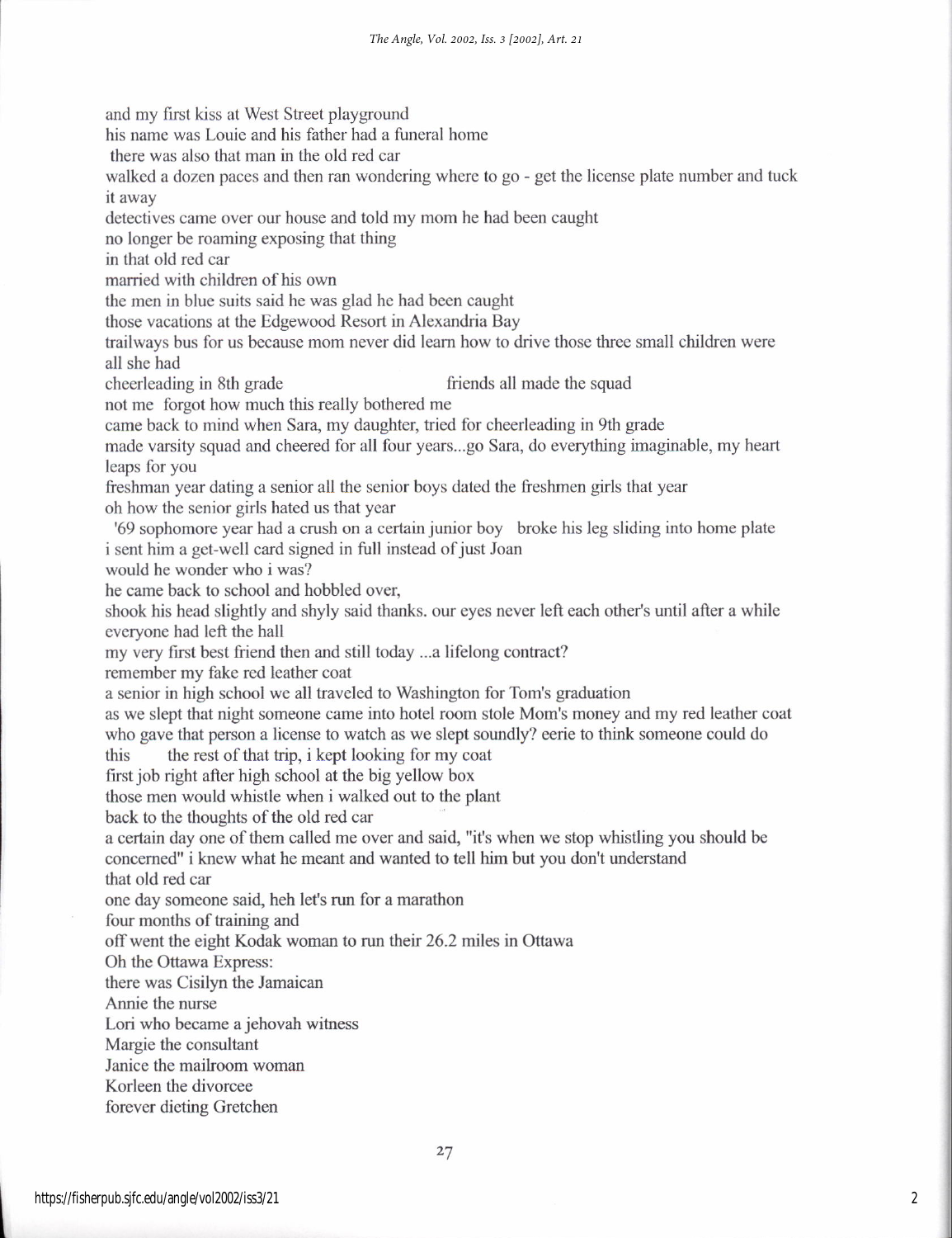and my first kiss at West Street playground
his name was Louie and his father had a funeral home
there was also that man in the old red car
walked a dozen paces and then ran wondering where to go - get the license plate number and tuck it away
detectives came over our house and told my mom he had been caught
no longer be roaming exposing that thing
in that old red car
married with children of his own
the men in blue suits said he was glad he had been caught
those vacations at the Edgewood Resort in Alexandria Bay
trailways bus for us because mom never did learn how to drive those three small children were all she had
cheerleading in 8th grade                               friends all made the squad
not me  forgot how much this really bothered me
came back to mind when Sara, my daughter, tried for cheerleading in 9th grade
made varsity squad and cheered for all four years...go Sara, do everything imaginable, my heart leaps for you
freshman year dating a senior all the senior boys dated the freshmen girls that year
oh how the senior girls hated us that year
'69 sophomore year had a crush on a certain junior boy  broke his leg sliding into home plate
i sent him a get-well card signed in full instead of just Joan
would he wonder who i was?
he came back to school and hobbled over,
shook his head slightly and shyly said thanks. our eyes never left each other's until after a while everyone had left the hall
my very first best friend then and still today ...a lifelong contract?
remember my fake red leather coat
a senior in high school we all traveled to Washington for Tom's graduation
as we slept that night someone came into hotel room stole Mom's money and my red leather coat
who gave that person a license to watch as we slept soundly? eerie to think someone could do this      the rest of that trip, i kept looking for my coat
first job right after high school at the big yellow box
those men would whistle when i walked out to the plant
back to the thoughts of the old red car
a certain day one of them called me over and said, "it's when we stop whistling you should be concerned" i knew what he meant and wanted to tell him but you don't understand
that old red car
one day someone said, heh let's run for a marathon
four months of training and
off went the eight Kodak woman to run their 26.2 miles in Ottawa
Oh the Ottawa Express:
there was Cisilyn the Jamaican
Annie the nurse
Lori who became a jehovah witness
Margie the consultant
Janice the mailroom woman
Korleen the divorcee
forever dieting Gretchen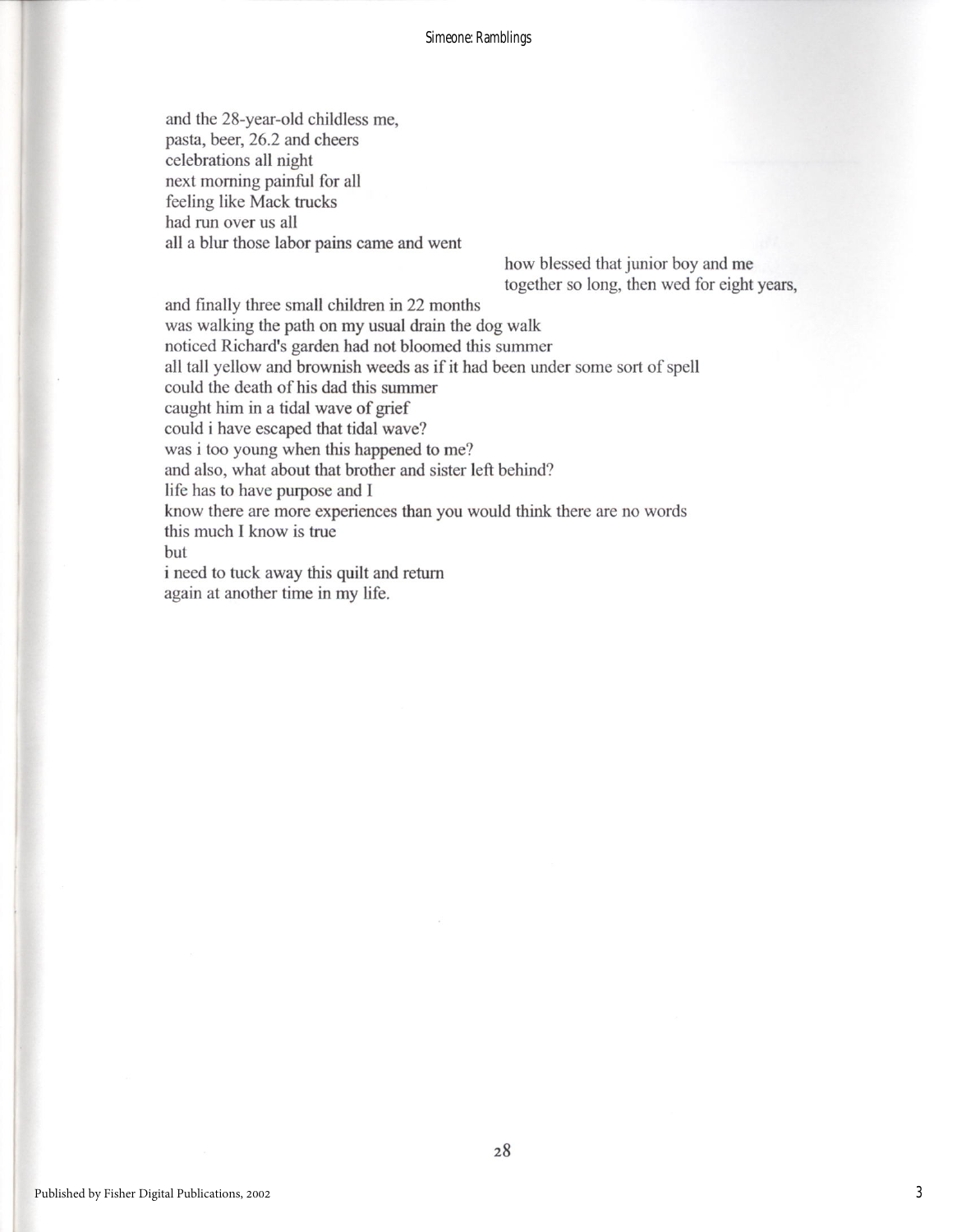and the 28-year-old childless me,
pasta, beer, 26.2 and cheers
celebrations all night
next morning painful for all
feeling like Mack trucks
had run over us all
all a blur those labor pains came and went

how blessed that junior boy and me
together so long, then wed for eight years,

and finally three small children in 22 months
was walking the path on my usual drain the dog walk
noticed Richard's garden had not bloomed this summer
all tall yellow and brownish weeds as if it had been under some sort of spell
could the death of his dad this summer
caught him in a tidal wave of grief
could i have escaped that tidal wave?
was i too young when this happened to me?
and also, what about that brother and sister left behind?
life has to have purpose and I
know there are more experiences than you would think there are no words
this much I know is true
but
i need to tuck away this quilt and return
again at another time in my life.